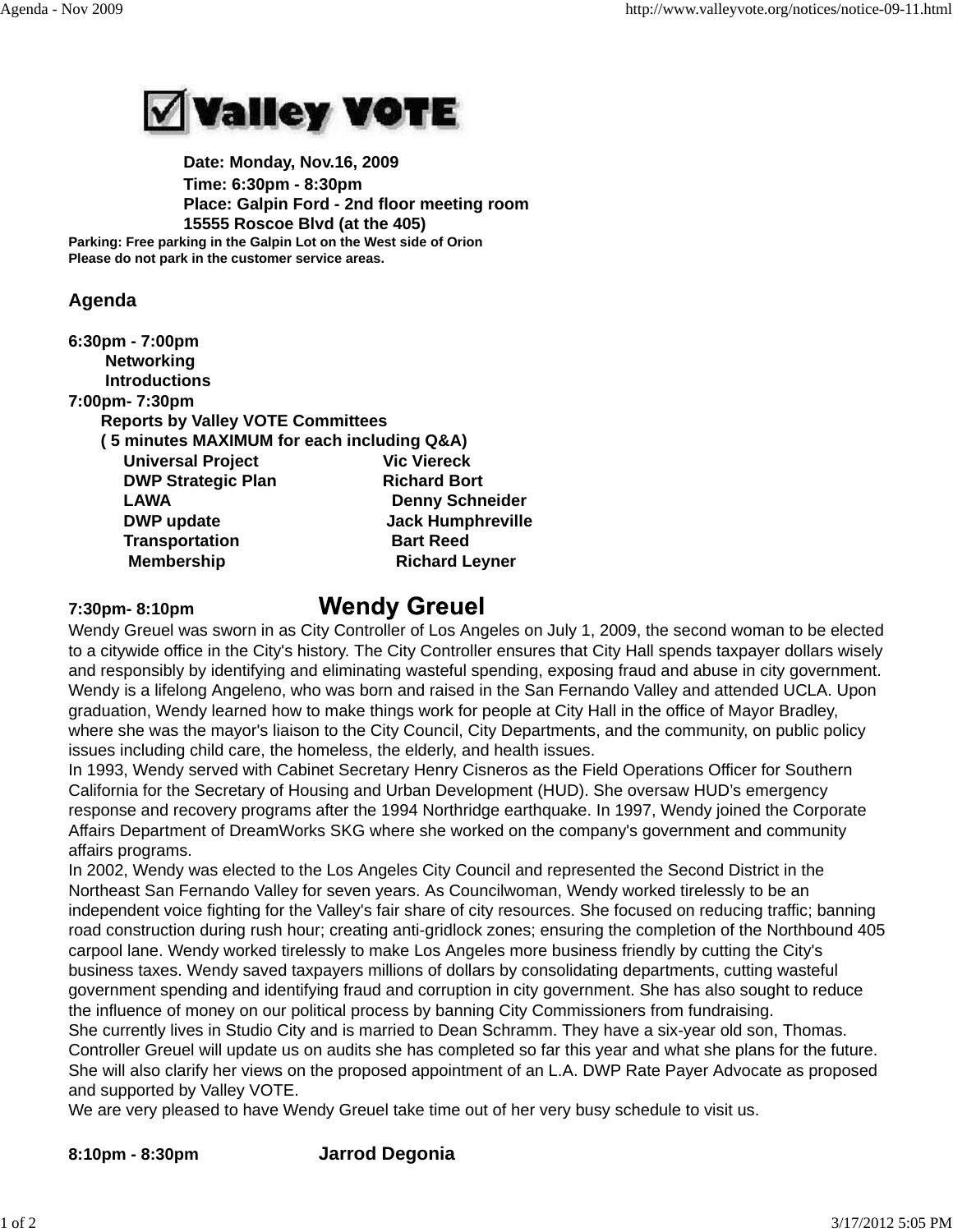# ☑ Valley VOTE

**Date: Monday, Nov.16, 2009**
**Time: 6:30pm - 8:30pm**
**Place: Galpin Ford - 2nd floor meeting room**
**15555 Roscoe Blvd (at the 405)**

**Parking: Free parking in the Galpin Lot on the West side of Orion**
**Please do not park in the customer service areas.**

## Agenda

**6:30pm - 7:00pm**

- **Networking**
- **Introductions**

**7:00pm- 7:30pm**

**Reports by Valley VOTE Committees**
**( 5 minutes MAXIMUM for each including Q&A)**

| | |
|---|---|
| **Universal Project** | **Vic Viereck** |
| **DWP Strategic Plan** | **Richard Bort** |
| **LAWA** | **Denny Schneider** |
| **DWP update** | **Jack Humphreville** |
| **Transportation** | **Bart Reed** |
| **Membership** | **Richard Leyner** |

**7:30pm- 8:10pm** **Wendy Greuel**

Wendy Greuel was sworn in as City Controller of Los Angeles on July 1, 2009, the second woman to be elected to a citywide office in the City's history. The City Controller ensures that City Hall spends taxpayer dollars wisely and responsibly by identifying and eliminating wasteful spending, exposing fraud and abuse in city government. Wendy is a lifelong Angeleno, who was born and raised in the San Fernando Valley and attended UCLA. Upon graduation, Wendy learned how to make things work for people at City Hall in the office of Mayor Bradley, where she was the mayor's liaison to the City Council, City Departments, and the community, on public policy issues including child care, the homeless, the elderly, and health issues.

In 1993, Wendy served with Cabinet Secretary Henry Cisneros as the Field Operations Officer for Southern California for the Secretary of Housing and Urban Development (HUD). She oversaw HUD's emergency response and recovery programs after the 1994 Northridge earthquake. In 1997, Wendy joined the Corporate Affairs Department of DreamWorks SKG where she worked on the company's government and community affairs programs.

In 2002, Wendy was elected to the Los Angeles City Council and represented the Second District in the Northeast San Fernando Valley for seven years. As Councilwoman, Wendy worked tirelessly to be an independent voice fighting for the Valley's fair share of city resources. She focused on reducing traffic; banning road construction during rush hour; creating anti-gridlock zones; ensuring the completion of the Northbound 405 carpool lane. Wendy worked tirelessly to make Los Angeles more business friendly by cutting the City's business taxes. Wendy saved taxpayers millions of dollars by consolidating departments, cutting wasteful government spending and identifying fraud and corruption in city government. She has also sought to reduce the influence of money on our political process by banning City Commissioners from fundraising.

She currently lives in Studio City and is married to Dean Schramm. They have a six-year old son, Thomas. Controller Greuel will update us on audits she has completed so far this year and what she plans for the future. She will also clarify her views on the proposed appointment of an L.A. DWP Rate Payer Advocate as proposed and supported by Valley VOTE.

We are very pleased to have Wendy Greuel take time out of her very busy schedule to visit us.

**8:10pm - 8:30pm** **Jarrod Degonia**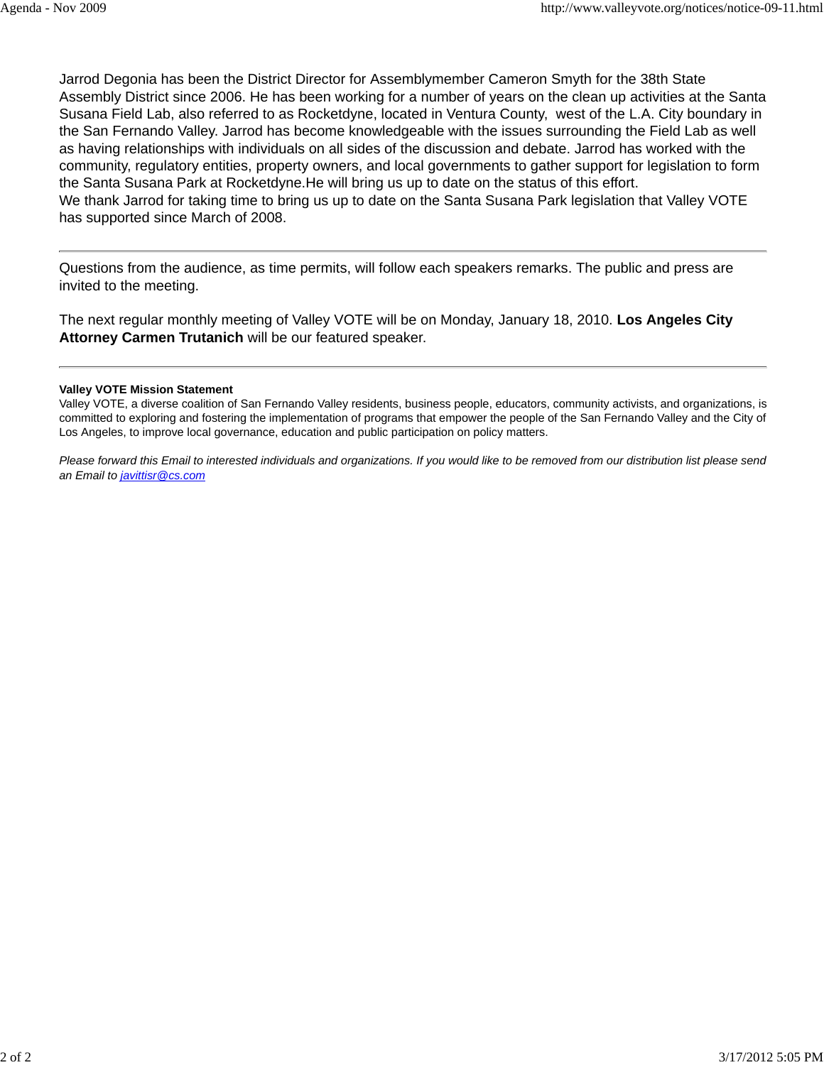Jarrod Degonia has been the District Director for Assemblymember Cameron Smyth for the 38th State Assembly District since 2006. He has been working for a number of years on the clean up activities at the Santa Susana Field Lab, also referred to as Rocketdyne, located in Ventura County, west of the L.A. City boundary in the San Fernando Valley. Jarrod has become knowledgeable with the issues surrounding the Field Lab as well as having relationships with individuals on all sides of the discussion and debate. Jarrod has worked with the community, regulatory entities, property owners, and local governments to gather support for legislation to form the Santa Susana Park at Rocketdyne.He will bring us up to date on the status of this effort.
We thank Jarrod for taking time to bring us up to date on the Santa Susana Park legislation that Valley VOTE has supported since March of 2008.

---

Questions from the audience, as time permits, will follow each speakers remarks. The public and press are invited to the meeting.

The next regular monthly meeting of Valley VOTE will be on Monday, January 18, 2010. **Los Angeles City Attorney Carmen Trutanich** will be our featured speaker.

---

**Valley VOTE Mission Statement**
Valley VOTE, a diverse coalition of San Fernando Valley residents, business people, educators, community activists, and organizations, is committed to exploring and fostering the implementation of programs that empower the people of the San Fernando Valley and the City of Los Angeles, to improve local governance, education and public participation on policy matters.

*Please forward this Email to interested individuals and organizations. If you would like to be removed from our distribution list please send an Email to javittisr@cs.com*